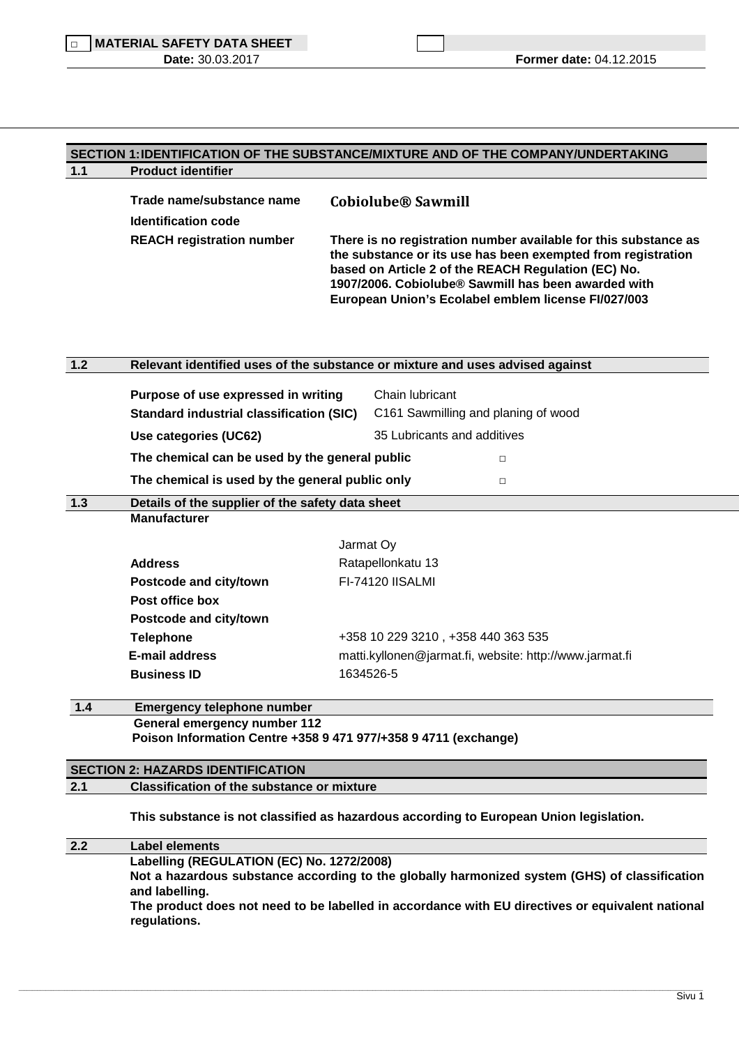□ **MATERIAL SAFETY DATA SHEET**

**Date:** 30.03.2017 **Former date:** 04.12.2015

## SECTION 1: IDENTIFICATION OF THE SUBSTANCE/MIXTURE AND OF THE COMPANY/UNDERTAKING

### 1.1 Product identifier

| | |
|---|---|
| **Trade name/substance name** | **Cobiolube® Sawmill** |
| **Identification code** | |
| **REACH registration number** | **There is no registration number available for this substance as the substance or its use has been exempted from registration based on Article 2 of the REACH Regulation (EC) No. 1907/2006. Cobiolube® Sawmill has been awarded with European Union's Ecolabel emblem license FI/027/003** |

### 1.2 Relevant identified uses of the substance or mixture and uses advised against

| | |
|---|---|
| **Purpose of use expressed in writing** | Chain lubricant |
| **Standard industrial classification (SIC)** | C161 Sawmilling and planing of wood |
| **Use categories (UC62)** | 35 Lubricants and additives |
| **The chemical can be used by the general public** | □ |
| **The chemical is used by the general public only** | □ |

### 1.3 Details of the supplier of the safety data sheet

**Manufacturer**

| | |
|---|---|
| | Jarmat Oy |
| **Address** | Ratapellonkatu 13 |
| **Postcode and city/town** | FI-74120 IISALMI |
| **Post office box** | |
| **Postcode and city/town** | |
| **Telephone** | +358 10 229 3210 , +358 440 363 535 |
| **E-mail address** | matti.kyllonen@jarmat.fi, website: http://www.jarmat.fi |
| **Business ID** | 1634526-5 |

### 1.4 Emergency telephone number

**General emergency number 112**
**Poison Information Centre +358 9 471 977/+358 9 4711 (exchange)**

## SECTION 2: HAZARDS IDENTIFICATION

### 2.1 Classification of the substance or mixture

**This substance is not classified as hazardous according to European Union legislation.**

### 2.2 Label elements

**Labelling (REGULATION (EC) No. 1272/2008)**
**Not a hazardous substance according to the globally harmonized system (GHS) of classification and labelling.**
**The product does not need to be labelled in accordance with EU directives or equivalent national regulations.**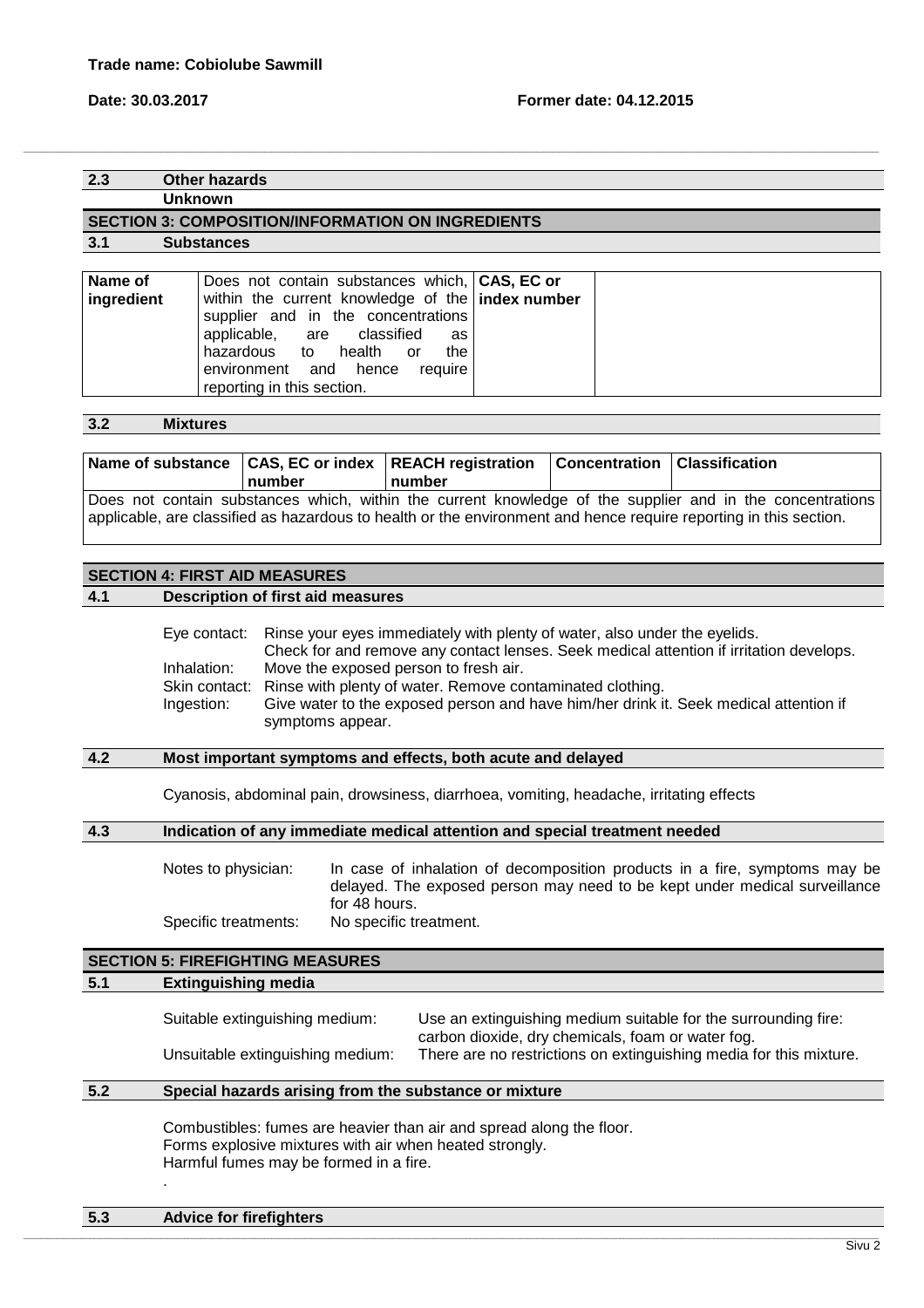**Trade name: Cobiolube Sawmill**

**Date: 30.03.2017** **Former date: 04.12.2015**

## 2.3 Other hazards

**Unknown**

## SECTION 3: COMPOSITION/INFORMATION ON INGREDIENTS

### 3.1 Substances

| Name of ingredient | Does not contain substances which, within the current knowledge of the supplier and in the concentrations applicable, are classified as hazardous to health or the environment and hence require reporting in this section. | CAS, EC or index number | |
|---|---|---|---|

### 3.2 Mixtures

| Name of substance | CAS, EC or index number | REACH registration number | Concentration | Classification |
|---|---|---|---|---|
| Does not contain substances which, within the current knowledge of the supplier and in the concentrations applicable, are classified as hazardous to health or the environment and hence require reporting in this section. | | | | |

## SECTION 4: FIRST AID MEASURES

### 4.1 Description of first aid measures

Eye contact: Rinse your eyes immediately with plenty of water, also under the eyelids. Check for and remove any contact lenses. Seek medical attention if irritation develops.
Inhalation: Move the exposed person to fresh air.
Skin contact: Rinse with plenty of water. Remove contaminated clothing.
Ingestion: Give water to the exposed person and have him/her drink it. Seek medical attention if symptoms appear.

### 4.2 Most important symptoms and effects, both acute and delayed

Cyanosis, abdominal pain, drowsiness, diarrhoea, vomiting, headache, irritating effects

### 4.3 Indication of any immediate medical attention and special treatment needed

Notes to physician: In case of inhalation of decomposition products in a fire, symptoms may be delayed. The exposed person may need to be kept under medical surveillance for 48 hours.
Specific treatments: No specific treatment.

## SECTION 5: FIREFIGHTING MEASURES

### 5.1 Extinguishing media

Suitable extinguishing medium: Use an extinguishing medium suitable for the surrounding fire: carbon dioxide, dry chemicals, foam or water fog.
Unsuitable extinguishing medium: There are no restrictions on extinguishing media for this mixture.

### 5.2 Special hazards arising from the substance or mixture

Combustibles: fumes are heavier than air and spread along the floor.
Forms explosive mixtures with air when heated strongly.
Harmful fumes may be formed in a fire.

.

### 5.3 Advice for firefighters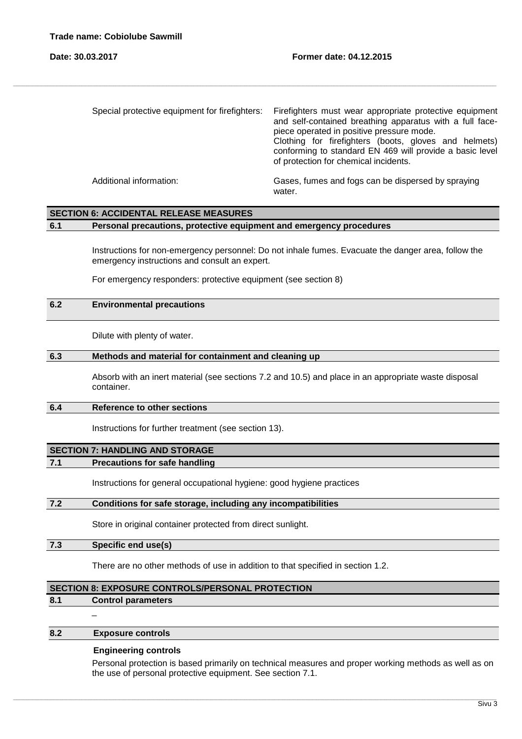| | |
|---|---|
| Special protective equipment for firefighters: | Firefighters must wear appropriate protective equipment and self-contained breathing apparatus with a full face-piece operated in positive pressure mode. Clothing for firefighters (boots, gloves and helmets) conforming to standard EN 469 will provide a basic level of protection for chemical incidents. |
| Additional information: | Gases, fumes and fogs can be dispersed by spraying water. |

## SECTION 6: ACCIDENTAL RELEASE MEASURES

### 6.1 Personal precautions, protective equipment and emergency procedures

Instructions for non-emergency personnel: Do not inhale fumes. Evacuate the danger area, follow the emergency instructions and consult an expert.

For emergency responders: protective equipment (see section 8)

### 6.2 Environmental precautions

Dilute with plenty of water.

### 6.3 Methods and material for containment and cleaning up

Absorb with an inert material (see sections 7.2 and 10.5) and place in an appropriate waste disposal container.

### 6.4 Reference to other sections

Instructions for further treatment (see section 13).

## SECTION 7: HANDLING AND STORAGE

### 7.1 Precautions for safe handling

Instructions for general occupational hygiene: good hygiene practices

### 7.2 Conditions for safe storage, including any incompatibilities

Store in original container protected from direct sunlight.

### 7.3 Specific end use(s)

There are no other methods of use in addition to that specified in section 1.2.

## SECTION 8: EXPOSURE CONTROLS/PERSONAL PROTECTION

### 8.1 Control parameters

–

### 8.2 Exposure controls

**Engineering controls**

Personal protection is based primarily on technical measures and proper working methods as well as on the use of personal protective equipment. See section 7.1.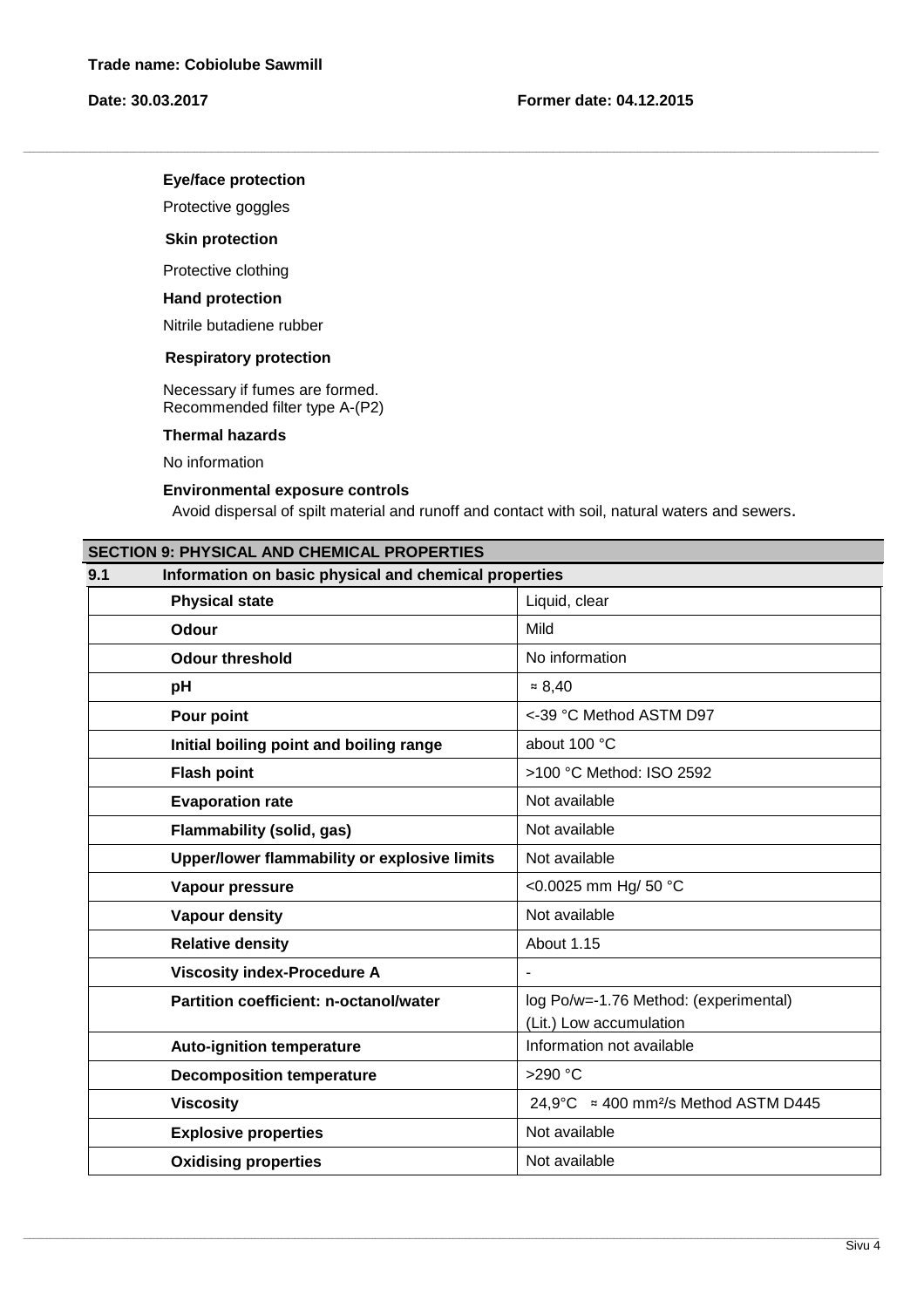**Eye/face protection**

Protective goggles

**Skin protection**

Protective clothing

**Hand protection**

Nitrile butadiene rubber

**Respiratory protection**

Necessary if fumes are formed.
Recommended filter type A-(P2)

**Thermal hazards**

No information

**Environmental exposure controls**

Avoid dispersal of spilt material and runoff and contact with soil, natural waters and sewers.

## SECTION 9: PHYSICAL AND CHEMICAL PROPERTIES

### 9.1 Information on basic physical and chemical properties

| Property | Value |
|---|---|
| **Physical state** | Liquid, clear |
| **Odour** | Mild |
| **Odour threshold** | No information |
| **pH** | ≈ 8,40 |
| **Pour point** | <-39 °C Method ASTM D97 |
| **Initial boiling point and boiling range** | about 100 °C |
| **Flash point** | >100 °C Method: ISO 2592 |
| **Evaporation rate** | Not available |
| **Flammability (solid, gas)** | Not available |
| **Upper/lower flammability or explosive limits** | Not available |
| **Vapour pressure** | <0.0025 mm Hg/ 50 °C |
| **Vapour density** | Not available |
| **Relative density** | About 1.15 |
| **Viscosity index-Procedure A** | - |
| **Partition coefficient: n-octanol/water** | log Po/w=-1.76 Method: (experimental) (Lit.) Low accumulation |
| **Auto-ignition temperature** | Information not available |
| **Decomposition temperature** | >290 °C |
| **Viscosity** | 24,9°C ≈ 400 mm²/s Method ASTM D445 |
| **Explosive properties** | Not available |
| **Oxidising properties** | Not available |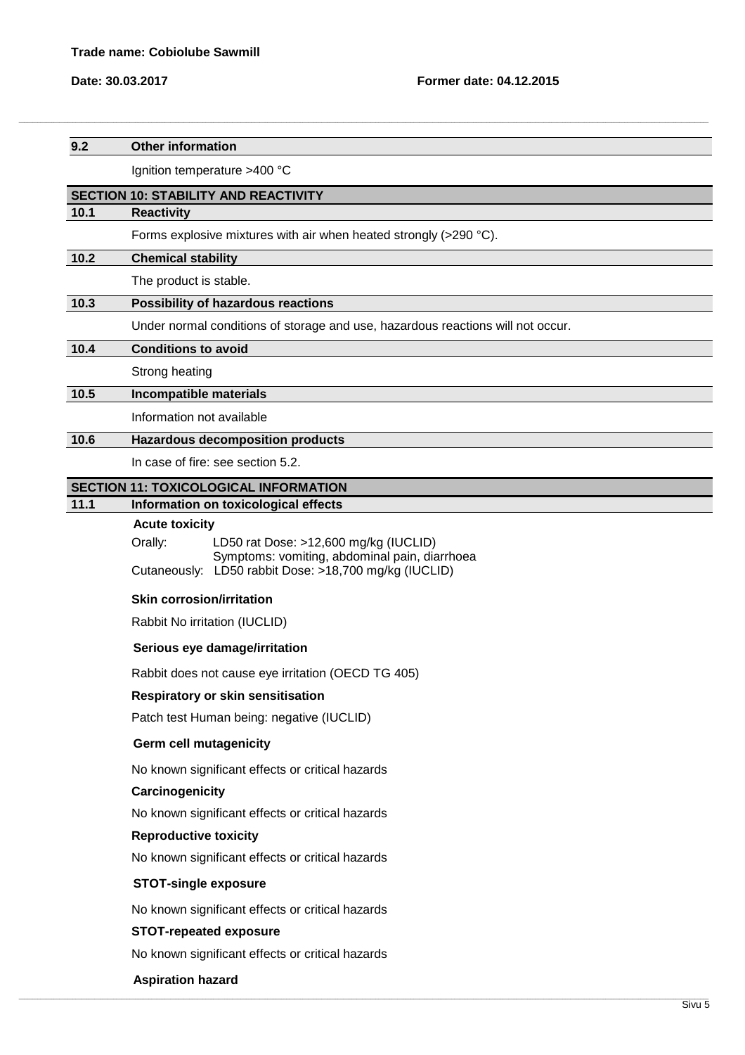### 9.2 Other information

Ignition temperature >400 °C

## SECTION 10: STABILITY AND REACTIVITY

### 10.1 Reactivity

Forms explosive mixtures with air when heated strongly (>290 °C).

### 10.2 Chemical stability

The product is stable.

### 10.3 Possibility of hazardous reactions

Under normal conditions of storage and use, hazardous reactions will not occur.

### 10.4 Conditions to avoid

Strong heating

### 10.5 Incompatible materials

Information not available

### 10.6 Hazardous decomposition products

In case of fire: see section 5.2.

## SECTION 11: TOXICOLOGICAL INFORMATION

### 11.1 Information on toxicological effects

**Acute toxicity**

Orally: LD50 rat Dose: >12,600 mg/kg (IUCLID)
Symptoms: vomiting, abdominal pain, diarrhoea
Cutaneously: LD50 rabbit Dose: >18,700 mg/kg (IUCLID)

**Skin corrosion/irritation**

Rabbit No irritation (IUCLID)

**Serious eye damage/irritation**

Rabbit does not cause eye irritation (OECD TG 405)

**Respiratory or skin sensitisation**

Patch test Human being: negative (IUCLID)

**Germ cell mutagenicity**

No known significant effects or critical hazards

**Carcinogenicity**

No known significant effects or critical hazards

**Reproductive toxicity**

No known significant effects or critical hazards

**STOT-single exposure**

No known significant effects or critical hazards

**STOT-repeated exposure**

No known significant effects or critical hazards

**Aspiration hazard**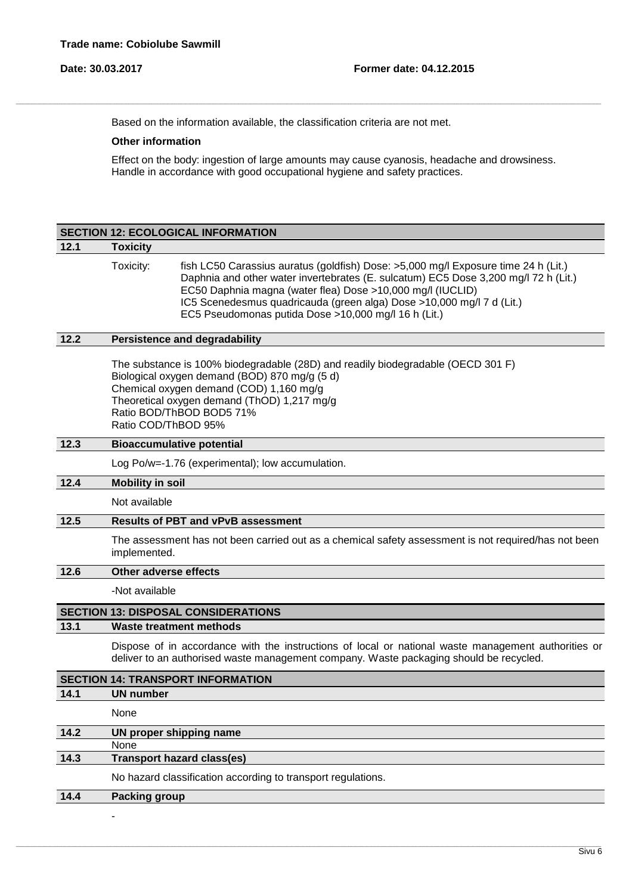Based on the information available, the classification criteria are not met.

**Other information**

Effect on the body: ingestion of large amounts may cause cyanosis, headache and drowsiness.
Handle in accordance with good occupational hygiene and safety practices.

## SECTION 12: ECOLOGICAL INFORMATION

### 12.1 Toxicity

Toxicity: fish LC50 Carassius auratus (goldfish) Dose: >5,000 mg/l Exposure time 24 h (Lit.)
Daphnia and other water invertebrates (E. sulcatum) EC5 Dose 3,200 mg/l 72 h (Lit.)
EC50 Daphnia magna (water flea) Dose >10,000 mg/l (IUCLID)
IC5 Scenedesmus quadricauda (green alga) Dose >10,000 mg/l 7 d (Lit.)
EC5 Pseudomonas putida Dose >10,000 mg/l 16 h (Lit.)

### 12.2 Persistence and degradability

The substance is 100% biodegradable (28D) and readily biodegradable (OECD 301 F)
Biological oxygen demand (BOD) 870 mg/g (5 d)
Chemical oxygen demand (COD) 1,160 mg/g
Theoretical oxygen demand (ThOD) 1,217 mg/g
Ratio BOD/ThBOD BOD5 71%
Ratio COD/ThBOD 95%

### 12.3 Bioaccumulative potential

Log Po/w=-1.76 (experimental); low accumulation.

### 12.4 Mobility in soil

Not available

### 12.5 Results of PBT and vPvB assessment

The assessment has not been carried out as a chemical safety assessment is not required/has not been implemented.

### 12.6 Other adverse effects

-Not available

## SECTION 13: DISPOSAL CONSIDERATIONS

### 13.1 Waste treatment methods

Dispose of in accordance with the instructions of local or national waste management authorities or deliver to an authorised waste management company. Waste packaging should be recycled.

## SECTION 14: TRANSPORT INFORMATION

### 14.1 UN number

None

### 14.2 UN proper shipping name

None

### 14.3 Transport hazard class(es)

No hazard classification according to transport regulations.

### 14.4 Packing group

-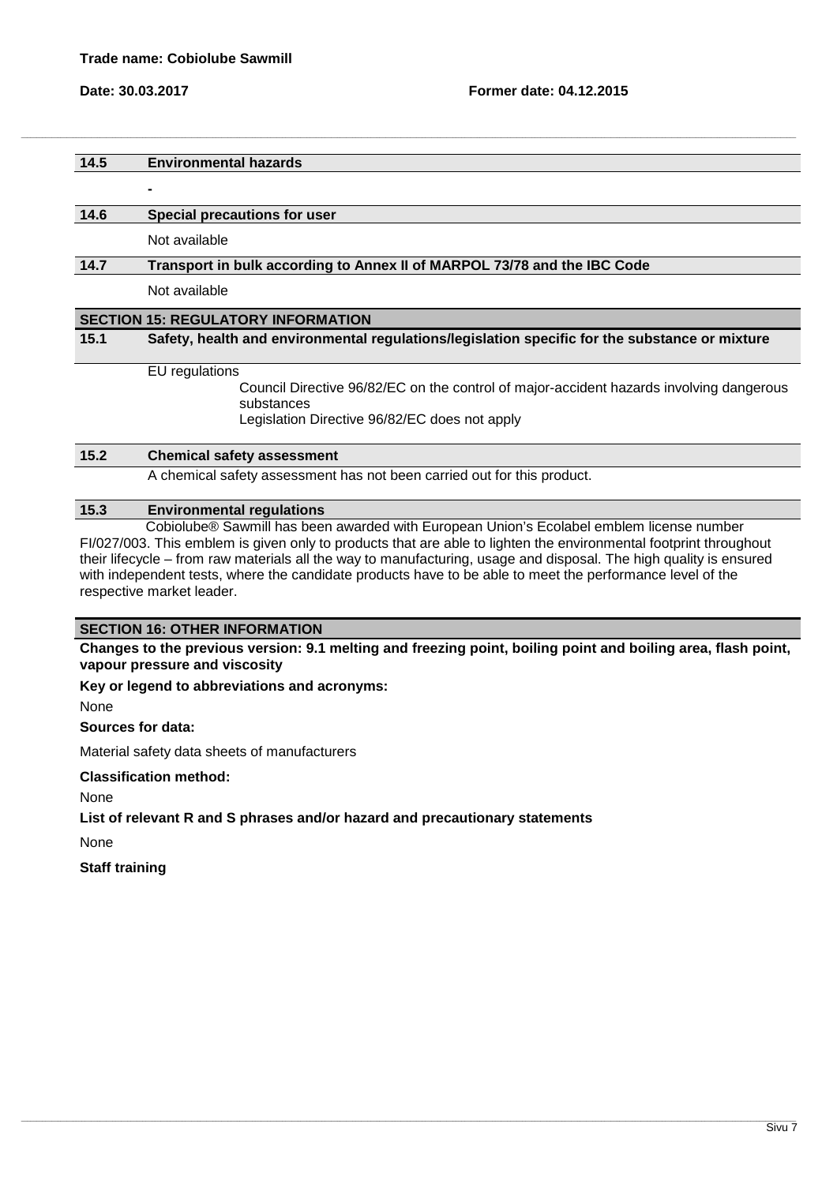### 14.5 Environmental hazards

-

### 14.6 Special precautions for user

Not available

### 14.7 Transport in bulk according to Annex II of MARPOL 73/78 and the IBC Code

Not available

## SECTION 15: REGULATORY INFORMATION

### 15.1 Safety, health and environmental regulations/legislation specific for the substance or mixture

EU regulations

Council Directive 96/82/EC on the control of major-accident hazards involving dangerous substances
Legislation Directive 96/82/EC does not apply

### 15.2 Chemical safety assessment

A chemical safety assessment has not been carried out for this product.

### 15.3 Environmental regulations

Cobiolube® Sawmill has been awarded with European Union's Ecolabel emblem license number FI/027/003. This emblem is given only to products that are able to lighten the environmental footprint throughout their lifecycle – from raw materials all the way to manufacturing, usage and disposal. The high quality is ensured with independent tests, where the candidate products have to be able to meet the performance level of the respective market leader.

## SECTION 16: OTHER INFORMATION

**Changes to the previous version: 9.1 melting and freezing point, boiling point and boiling area, flash point, vapour pressure and viscosity**

**Key or legend to abbreviations and acronyms:**

None

**Sources for data:**

Material safety data sheets of manufacturers

**Classification method:**

None

**List of relevant R and S phrases and/or hazard and precautionary statements**

None

**Staff training**